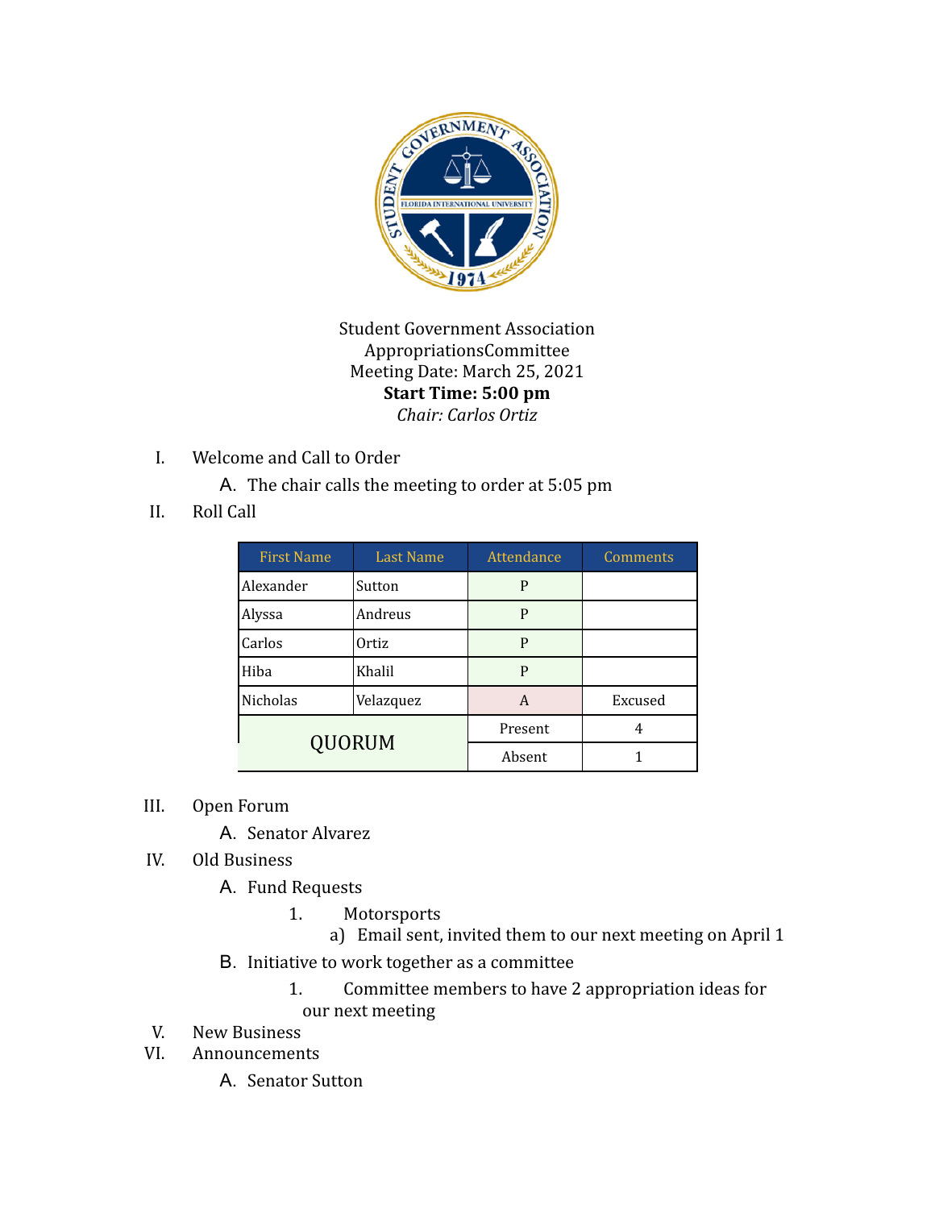Student Government Association
AppropriationsCommittee
Meeting Date: March 25, 2021
**Start Time: 5:00 pm**
*Chair: Carlos Ortiz*

I. Welcome and Call to Order
   A. The chair calls the meeting to order at 5:05 pm

II. Roll Call

| First Name | Last Name | Attendance | Comments |
|---|---|---|---|
| Alexander | Sutton | P | |
| Alyssa | Andreus | P | |
| Carlos | Ortiz | P | |
| Hiba | Khalil | P | |
| Nicholas | Velazquez | A | Excused |
| QUORUM | | Present | 4 |
| | | Absent | 1 |

III. Open Forum
   A. Senator Alvarez

IV. Old Business
   A. Fund Requests
      1. Motorsports
         a) Email sent, invited them to our next meeting on April 1
   B. Initiative to work together as a committee
      1. Committee members to have 2 appropriation ideas for our next meeting

V. New Business

VI. Announcements
   A. Senator Sutton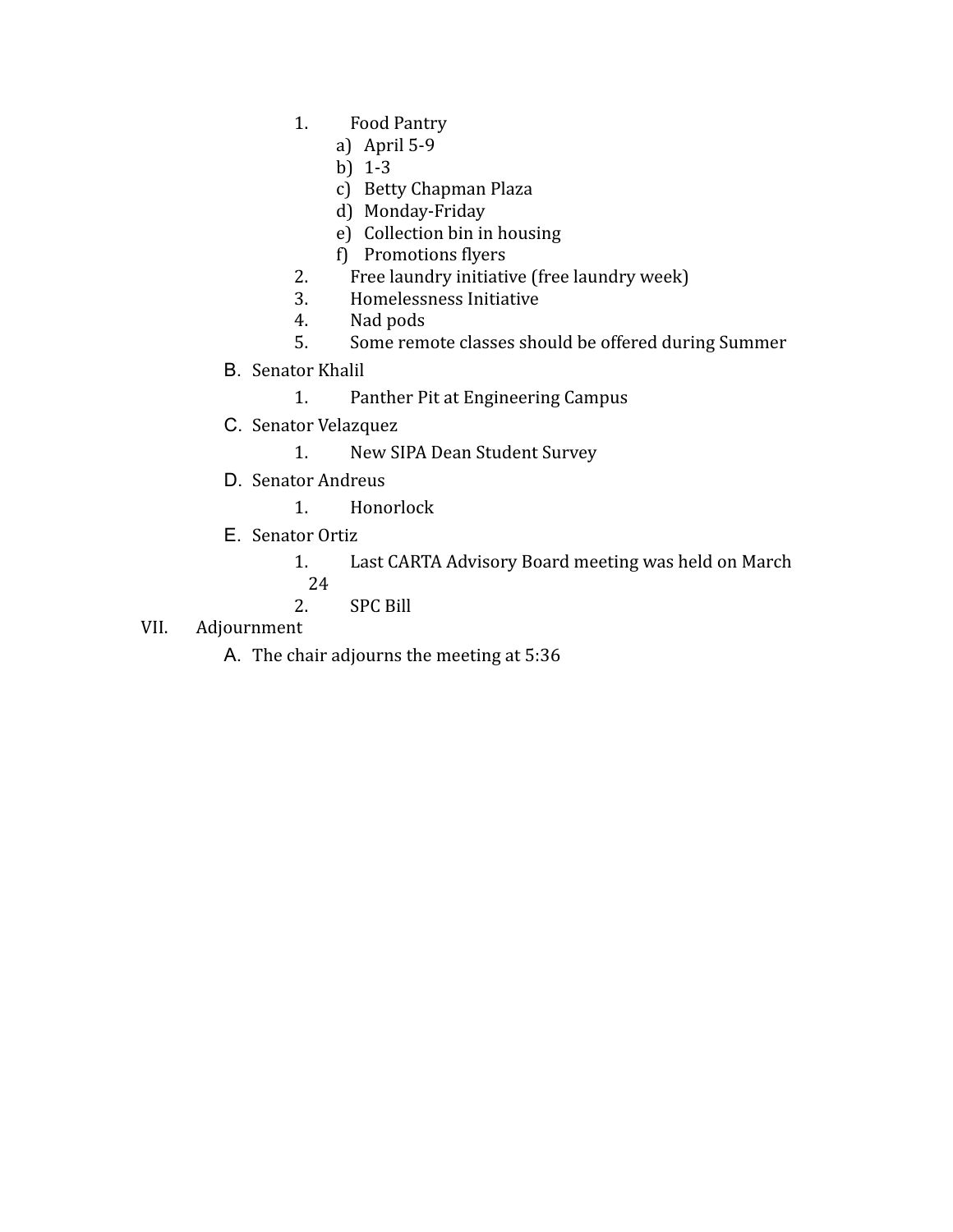1. Food Pantry
    a) April 5-9
    b) 1-3
    c) Betty Chapman Plaza
    d) Monday-Friday
    e) Collection bin in housing
    f) Promotions flyers
2. Free laundry initiative (free laundry week)
3. Homelessness Initiative
4. Nad pods
5. Some remote classes should be offered during Summer

B. Senator Khalil
1. Panther Pit at Engineering Campus

C. Senator Velazquez
1. New SIPA Dean Student Survey

D. Senator Andreus
1. Honorlock

E. Senator Ortiz
1. Last CARTA Advisory Board meeting was held on March 24
2. SPC Bill

VII. Adjournment

A. The chair adjourns the meeting at 5:36